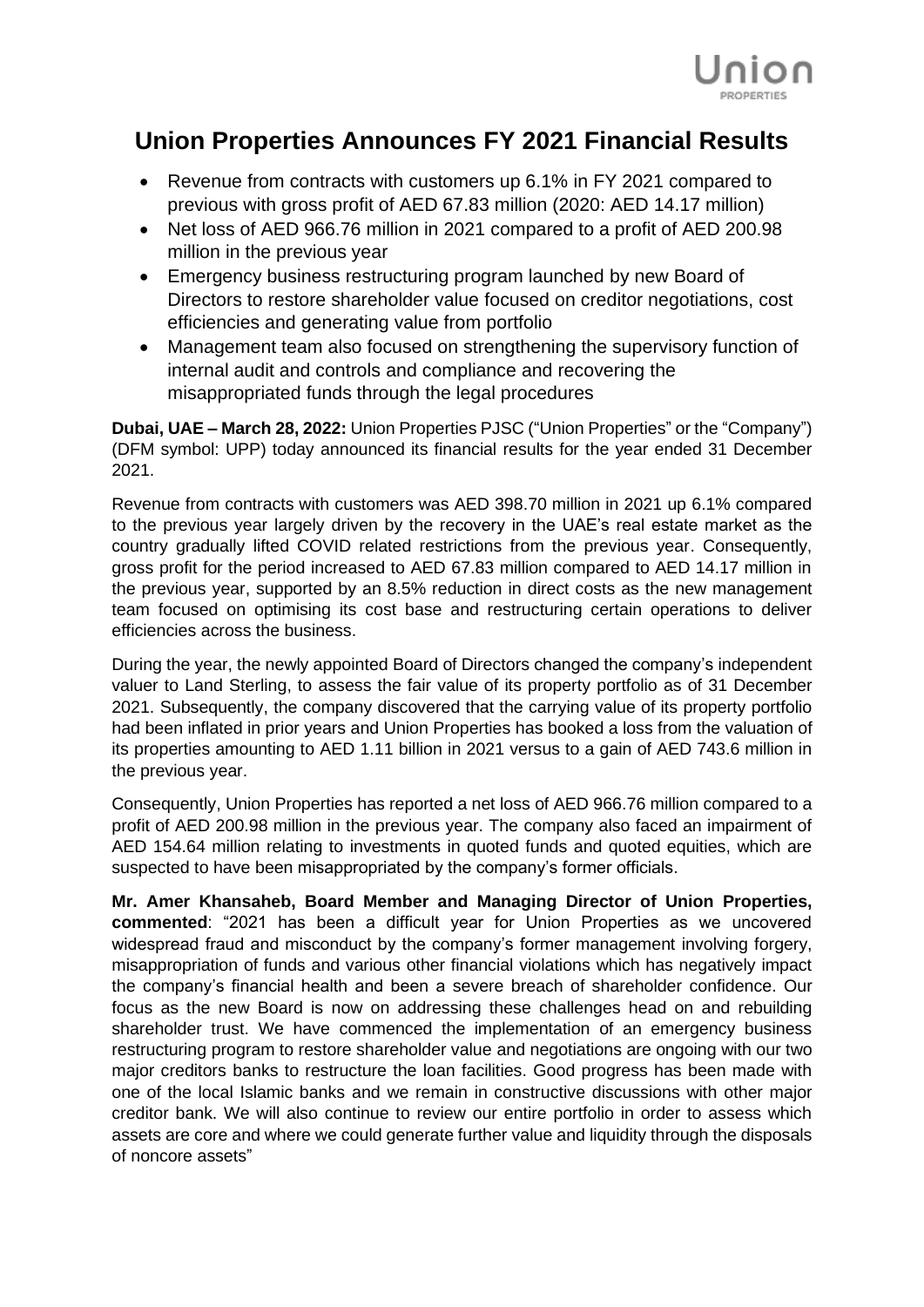Union
PROPERTIES

# Union Properties Announces FY 2021 Financial Results

- Revenue from contracts with customers up 6.1% in FY 2021 compared to previous with gross profit of AED 67.83 million (2020: AED 14.17 million)
- Net loss of AED 966.76 million in 2021 compared to a profit of AED 200.98 million in the previous year
- Emergency business restructuring program launched by new Board of Directors to restore shareholder value focused on creditor negotiations, cost efficiencies and generating value from portfolio
- Management team also focused on strengthening the supervisory function of internal audit and controls and compliance and recovering the misappropriated funds through the legal procedures

**Dubai, UAE – March 28, 2022:** Union Properties PJSC ("Union Properties" or the "Company") (DFM symbol: UPP) today announced its financial results for the year ended 31 December 2021.

Revenue from contracts with customers was AED 398.70 million in 2021 up 6.1% compared to the previous year largely driven by the recovery in the UAE's real estate market as the country gradually lifted COVID related restrictions from the previous year. Consequently, gross profit for the period increased to AED 67.83 million compared to AED 14.17 million in the previous year, supported by an 8.5% reduction in direct costs as the new management team focused on optimising its cost base and restructuring certain operations to deliver efficiencies across the business.

During the year, the newly appointed Board of Directors changed the company's independent valuer to Land Sterling, to assess the fair value of its property portfolio as of 31 December 2021. Subsequently, the company discovered that the carrying value of its property portfolio had been inflated in prior years and Union Properties has booked a loss from the valuation of its properties amounting to AED 1.11 billion in 2021 versus to a gain of AED 743.6 million in the previous year.

Consequently, Union Properties has reported a net loss of AED 966.76 million compared to a profit of AED 200.98 million in the previous year. The company also faced an impairment of AED 154.64 million relating to investments in quoted funds and quoted equities, which are suspected to have been misappropriated by the company's former officials.

**Mr. Amer Khansaheb, Board Member and Managing Director of Union Properties, commented**: "2021 has been a difficult year for Union Properties as we uncovered widespread fraud and misconduct by the company's former management involving forgery, misappropriation of funds and various other financial violations which has negatively impact the company's financial health and been a severe breach of shareholder confidence. Our focus as the new Board is now on addressing these challenges head on and rebuilding shareholder trust. We have commenced the implementation of an emergency business restructuring program to restore shareholder value and negotiations are ongoing with our two major creditors banks to restructure the loan facilities. Good progress has been made with one of the local Islamic banks and we remain in constructive discussions with other major creditor bank. We will also continue to review our entire portfolio in order to assess which assets are core and where we could generate further value and liquidity through the disposals of noncore assets"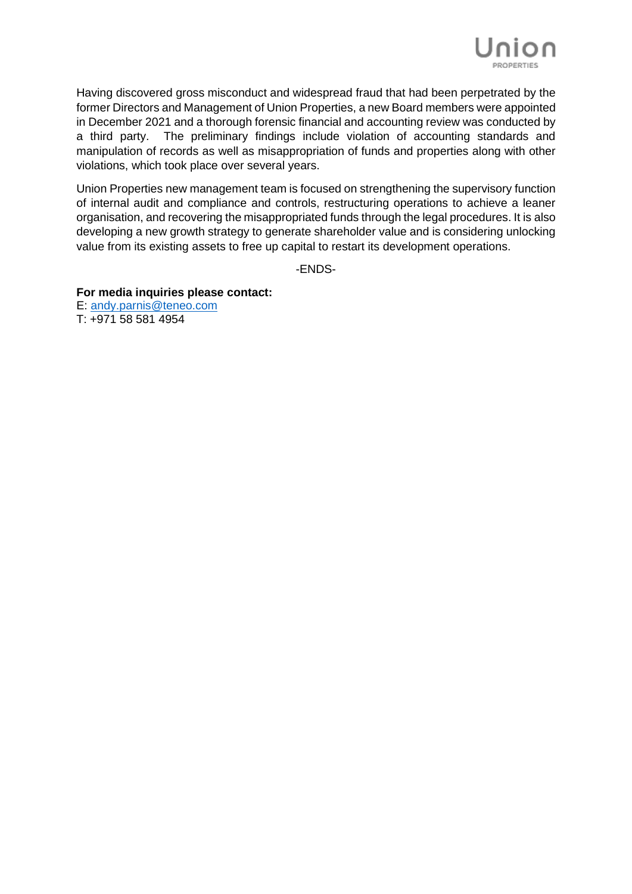Having discovered gross misconduct and widespread fraud that had been perpetrated by the former Directors and Management of Union Properties, a new Board members were appointed in December 2021 and a thorough forensic financial and accounting review was conducted by a third party. The preliminary findings include violation of accounting standards and manipulation of records as well as misappropriation of funds and properties along with other violations, which took place over several years.

Union Properties new management team is focused on strengthening the supervisory function of internal audit and compliance and controls, restructuring operations to achieve a leaner organisation, and recovering the misappropriated funds through the legal procedures. It is also developing a new growth strategy to generate shareholder value and is considering unlocking value from its existing assets to free up capital to restart its development operations.

-ENDS-

**For media inquiries please contact:**

E: andy.parnis@teneo.com

T: +971 58 581 4954